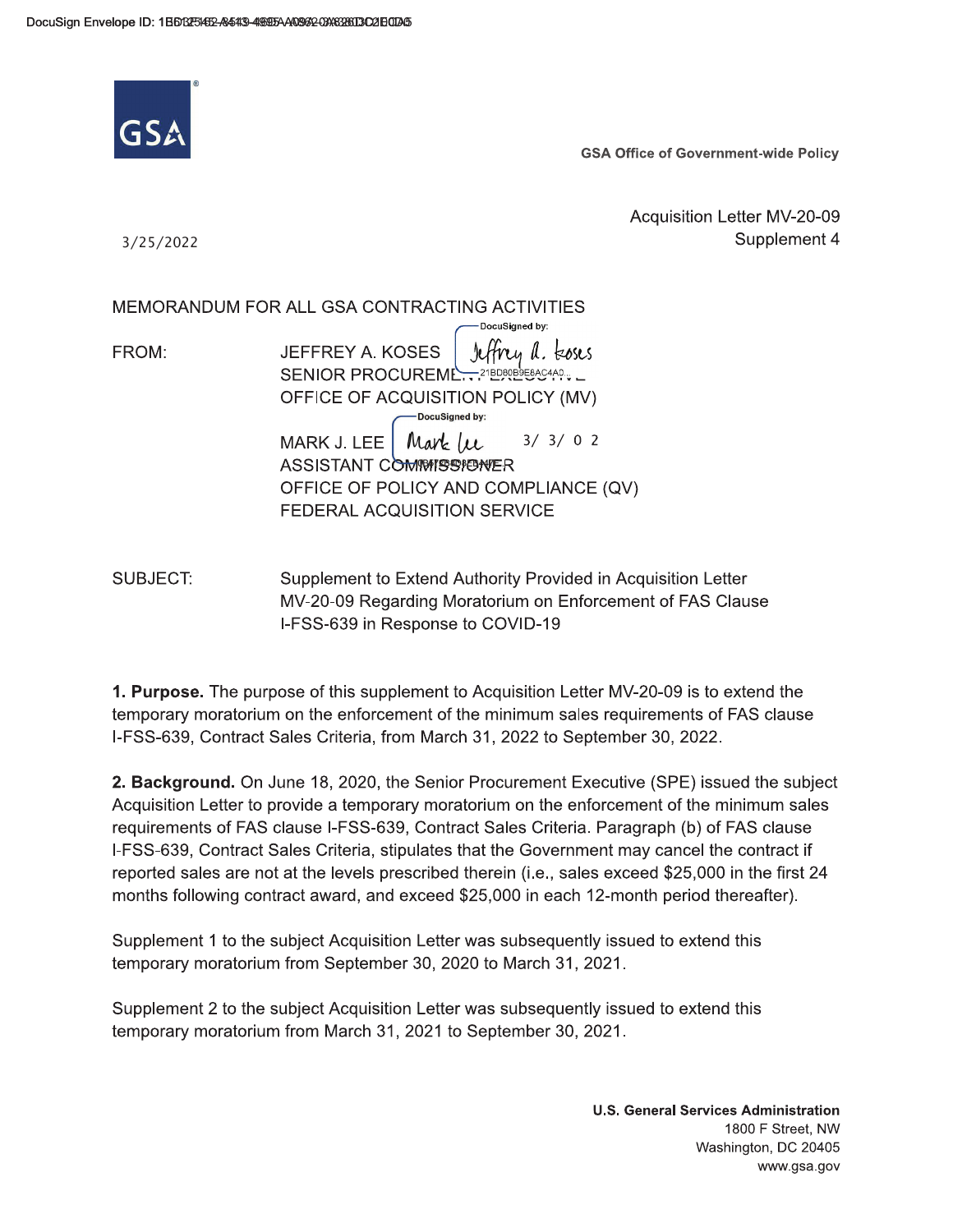DocuSign Envelope ID: 1B6325462-8543-4985-A0962-0A828D3C2E0D5

GSA

**GSA Office of Government-wide Policy**

3/25/2022

Acquisition Letter MV-20-09
Supplement 4

MEMORANDUM FOR ALL GSA CONTRACTING ACTIVITIES

FROM: JEFFREY A. KOSES
SENIOR PROCUREMENT EXECUTIVE
OFFICE OF ACQUISITION POLICY (MV)

MARK J. LEE
ASSISTANT COMMISSIONER
OFFICE OF POLICY AND COMPLIANCE (QV)
FEDERAL ACQUISITION SERVICE

SUBJECT: Supplement to Extend Authority Provided in Acquisition Letter MV-20-09 Regarding Moratorium on Enforcement of FAS Clause I-FSS-639 in Response to COVID-19

**1. Purpose.** The purpose of this supplement to Acquisition Letter MV-20-09 is to extend the temporary moratorium on the enforcement of the minimum sales requirements of FAS clause I-FSS-639, Contract Sales Criteria, from March 31, 2022 to September 30, 2022.

**2. Background.** On June 18, 2020, the Senior Procurement Executive (SPE) issued the subject Acquisition Letter to provide a temporary moratorium on the enforcement of the minimum sales requirements of FAS clause I-FSS-639, Contract Sales Criteria. Paragraph (b) of FAS clause I-FSS-639, Contract Sales Criteria, stipulates that the Government may cancel the contract if reported sales are not at the levels prescribed therein (i.e., sales exceed $25,000 in the first 24 months following contract award, and exceed $25,000 in each 12-month period thereafter).

Supplement 1 to the subject Acquisition Letter was subsequently issued to extend this temporary moratorium from September 30, 2020 to March 31, 2021.

Supplement 2 to the subject Acquisition Letter was subsequently issued to extend this temporary moratorium from March 31, 2021 to September 30, 2021.

**U.S. General Services Administration**
1800 F Street, NW
Washington, DC 20405
www.gsa.gov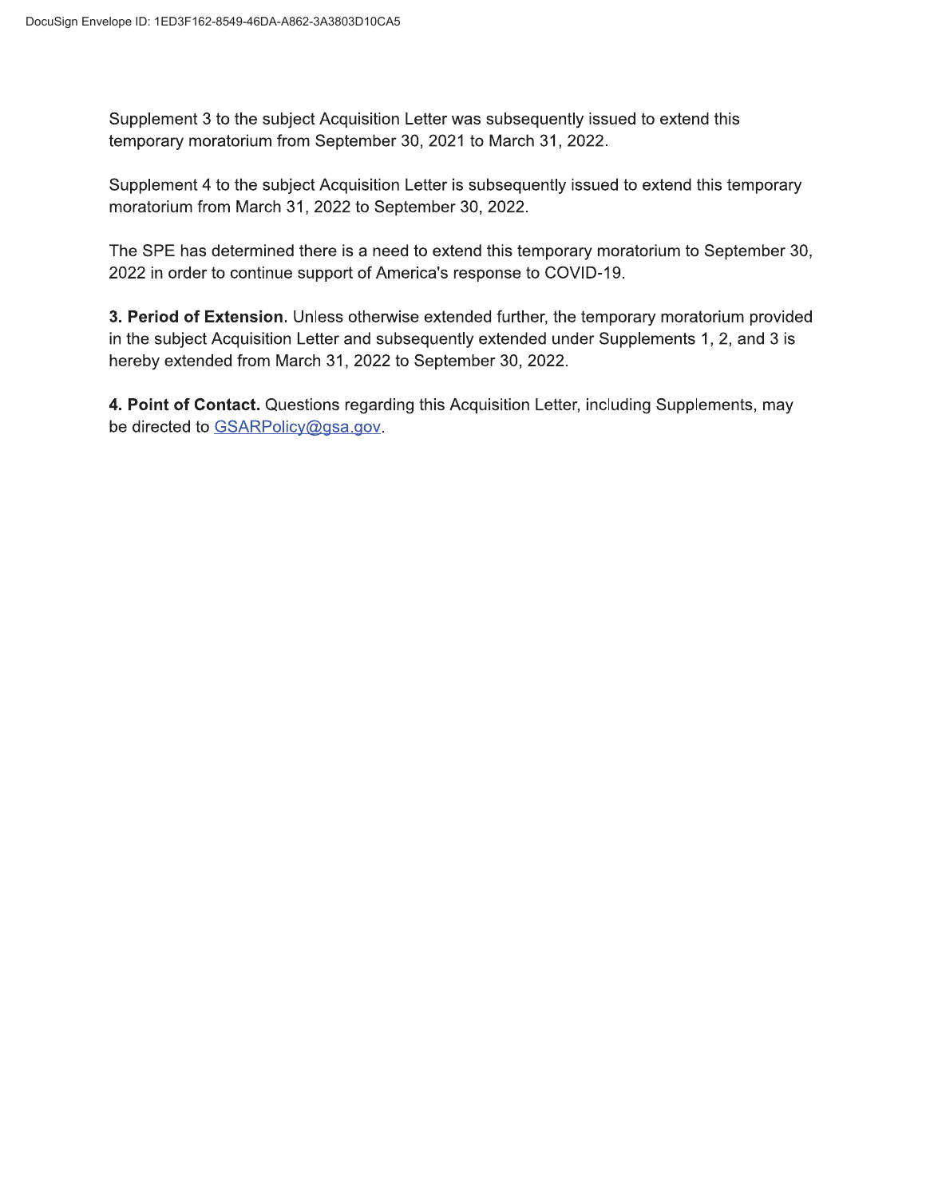Supplement 3 to the subject Acquisition Letter was subsequently issued to extend this temporary moratorium from September 30, 2021 to March 31, 2022.

Supplement 4 to the subject Acquisition Letter is subsequently issued to extend this temporary moratorium from March 31, 2022 to September 30, 2022.

The SPE has determined there is a need to extend this temporary moratorium to September 30, 2022 in order to continue support of America's response to COVID-19.

**3. Period of Extension**. Unless otherwise extended further, the temporary moratorium provided in the subject Acquisition Letter and subsequently extended under Supplements 1, 2, and 3 is hereby extended from March 31, 2022 to September 30, 2022.

**4. Point of Contact.** Questions regarding this Acquisition Letter, including Supplements, may be directed to GSARPolicy@gsa.gov.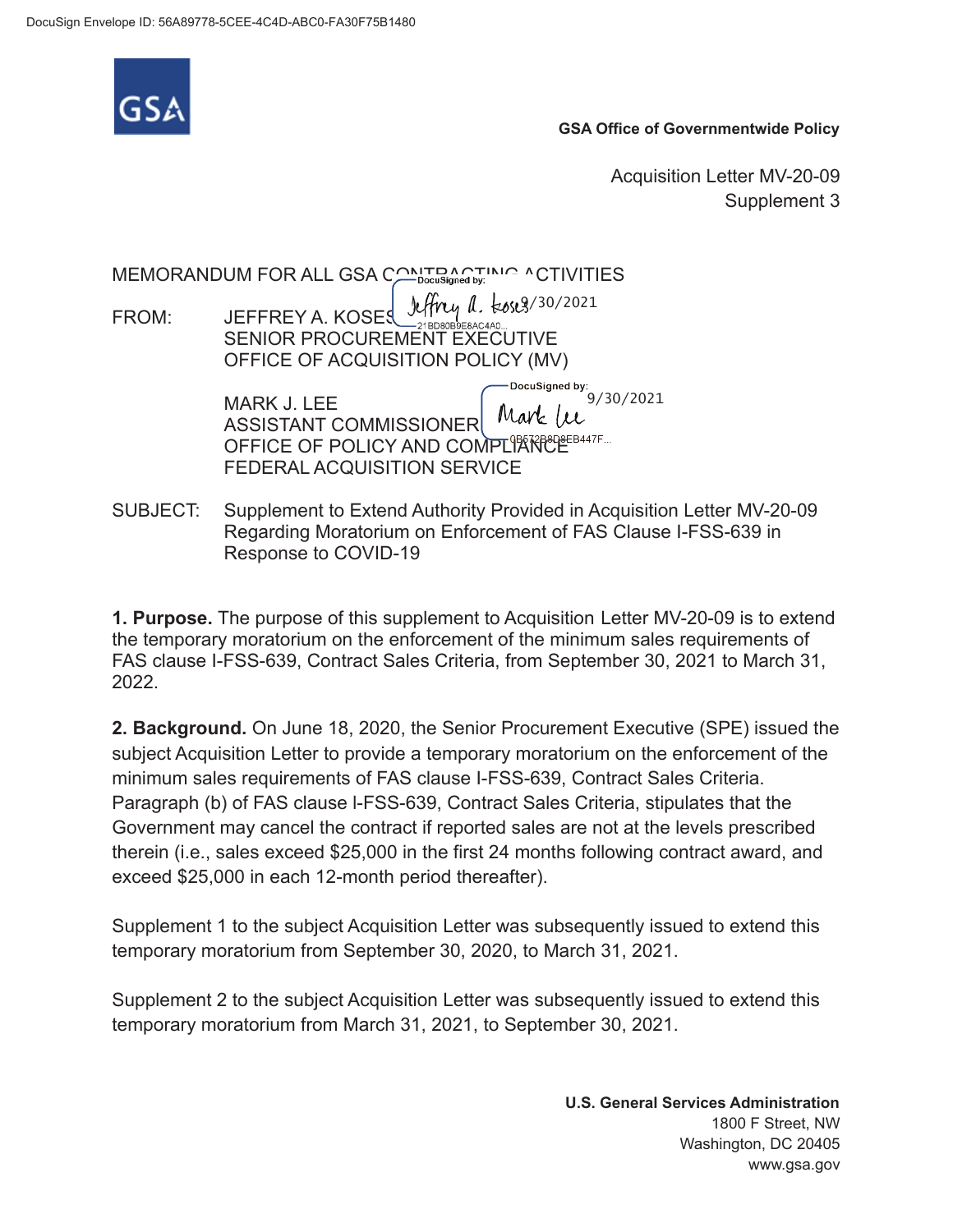GSA Office of Governmentwide Policy

Acquisition Letter MV-20-09
Supplement 3

MEMORANDUM FOR ALL GSA CONTRACTING ACTIVITIES

FROM: JEFFREY A. KOSES 9/30/2021
SENIOR PROCUREMENT EXECUTIVE
OFFICE OF ACQUISITION POLICY (MV)

MARK J. LEE 9/30/2021
ASSISTANT COMMISSIONER
OFFICE OF POLICY AND COMPLIANCE
FEDERAL ACQUISITION SERVICE

SUBJECT: Supplement to Extend Authority Provided in Acquisition Letter MV-20-09 Regarding Moratorium on Enforcement of FAS Clause I-FSS-639 in Response to COVID-19

**1. Purpose.** The purpose of this supplement to Acquisition Letter MV-20-09 is to extend the temporary moratorium on the enforcement of the minimum sales requirements of FAS clause I-FSS-639, Contract Sales Criteria, from September 30, 2021 to March 31, 2022.

**2. Background.** On June 18, 2020, the Senior Procurement Executive (SPE) issued the subject Acquisition Letter to provide a temporary moratorium on the enforcement of the minimum sales requirements of FAS clause I-FSS-639, Contract Sales Criteria. Paragraph (b) of FAS clause I-FSS-639, Contract Sales Criteria, stipulates that the Government may cancel the contract if reported sales are not at the levels prescribed therein (i.e., sales exceed $25,000 in the first 24 months following contract award, and exceed $25,000 in each 12-month period thereafter).

Supplement 1 to the subject Acquisition Letter was subsequently issued to extend this temporary moratorium from September 30, 2020, to March 31, 2021.

Supplement 2 to the subject Acquisition Letter was subsequently issued to extend this temporary moratorium from March 31, 2021, to September 30, 2021.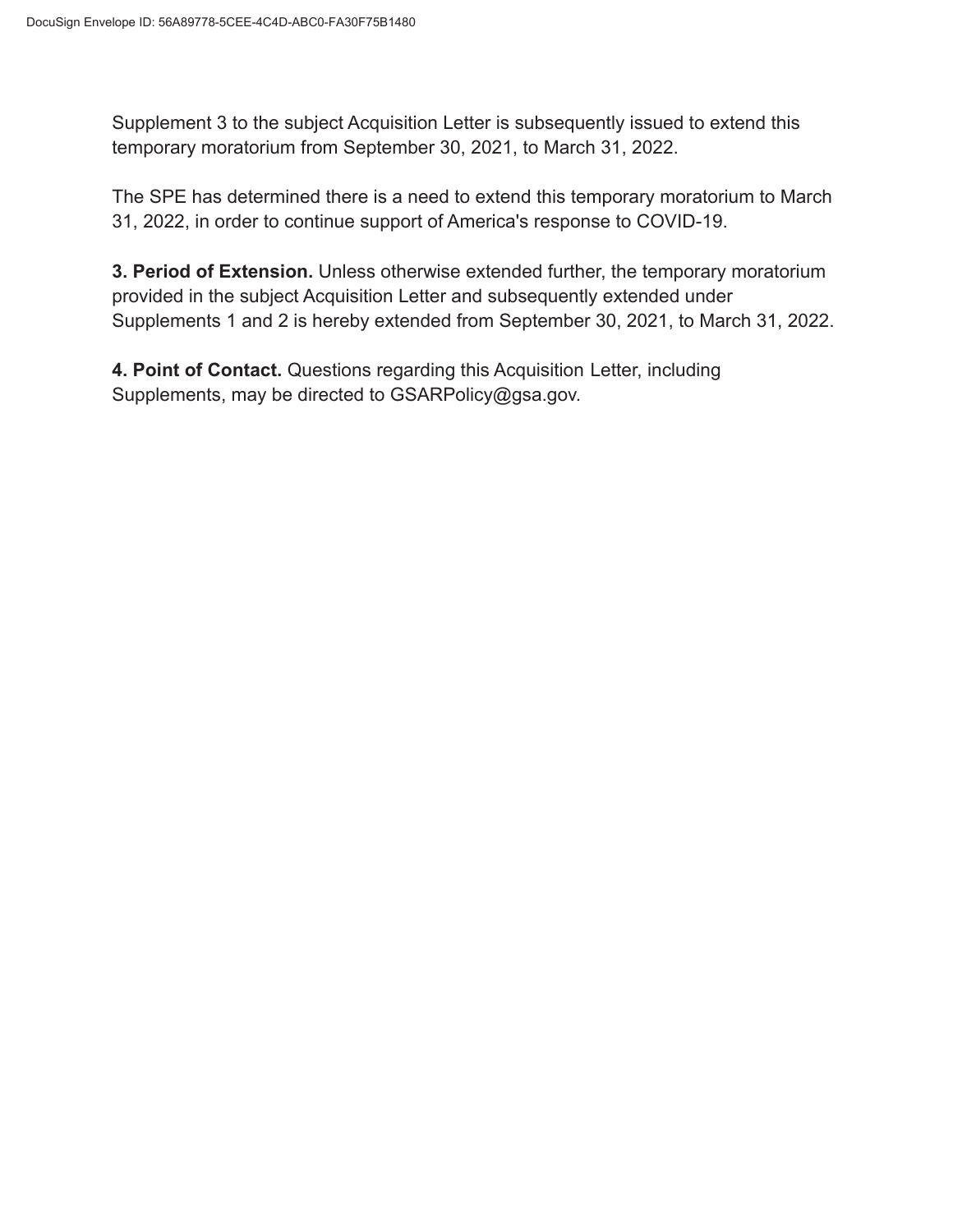Supplement 3 to the subject Acquisition Letter is subsequently issued to extend this temporary moratorium from September 30, 2021, to March 31, 2022.

The SPE has determined there is a need to extend this temporary moratorium to March 31, 2022, in order to continue support of America's response to COVID-19.

**3. Period of Extension.** Unless otherwise extended further, the temporary moratorium provided in the subject Acquisition Letter and subsequently extended under Supplements 1 and 2 is hereby extended from September 30, 2021, to March 31, 2022.

**4. Point of Contact.** Questions regarding this Acquisition Letter, including Supplements, may be directed to GSARPolicy@gsa.gov.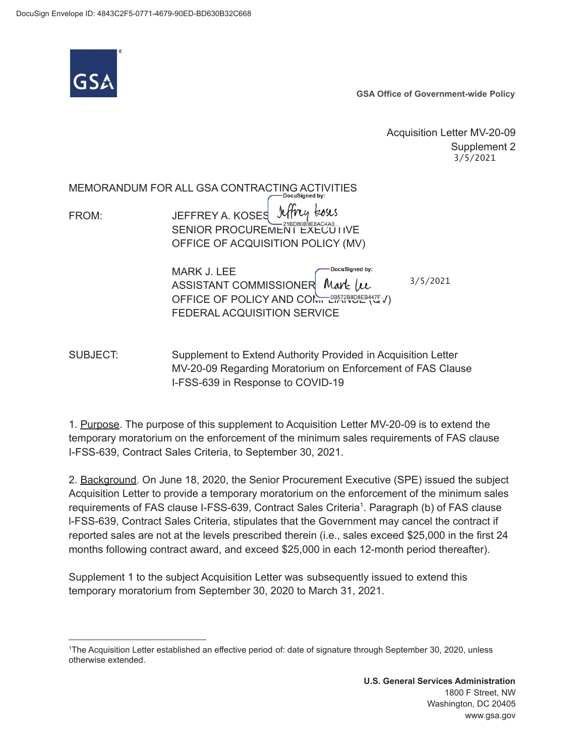DocuSign Envelope ID: 4843C2F5-0771-4679-90ED-BD630B32C668

GSA

**GSA Office of Government-wide Policy**

Acquisition Letter MV-20-09
Supplement 2
3/5/2021

MEMORANDUM FOR ALL GSA CONTRACTING ACTIVITIES

FROM: JEFFREY A. KOSES
SENIOR PROCUREMENT EXECUTIVE
OFFICE OF ACQUISITION POLICY (MV)

DocuSigned by: Jeffrey Koses
21BD80B9E8AC4A0...

MARK J. LEE
ASSISTANT COMMISSIONER
OFFICE OF POLICY AND COMPLIANCE (QV)
FEDERAL ACQUISITION SERVICE

DocuSigned by: Mark Lee
0B572B8D8EB447F...

3/5/2021

SUBJECT: Supplement to Extend Authority Provided in Acquisition Letter MV-20-09 Regarding Moratorium on Enforcement of FAS Clause I-FSS-639 in Response to COVID-19

1. Purpose. The purpose of this supplement to Acquisition Letter MV-20-09 is to extend the temporary moratorium on the enforcement of the minimum sales requirements of FAS clause I-FSS-639, Contract Sales Criteria, to September 30, 2021.

2. Background. On June 18, 2020, the Senior Procurement Executive (SPE) issued the subject Acquisition Letter to provide a temporary moratorium on the enforcement of the minimum sales requirements of FAS clause I-FSS-639, Contract Sales Criteria[1]. Paragraph (b) of FAS clause I-FSS-639, Contract Sales Criteria, stipulates that the Government may cancel the contract if reported sales are not at the levels prescribed therein (i.e., sales exceed $25,000 in the first 24 months following contract award, and exceed $25,000 in each 12-month period thereafter).

Supplement 1 to the subject Acquisition Letter was subsequently issued to extend this temporary moratorium from September 30, 2020 to March 31, 2021.

---

[1]The Acquisition Letter established an effective period of: date of signature through September 30, 2020, unless otherwise extended.

**U.S. General Services Administration**
1800 F Street, NW
Washington, DC 20405
www.gsa.gov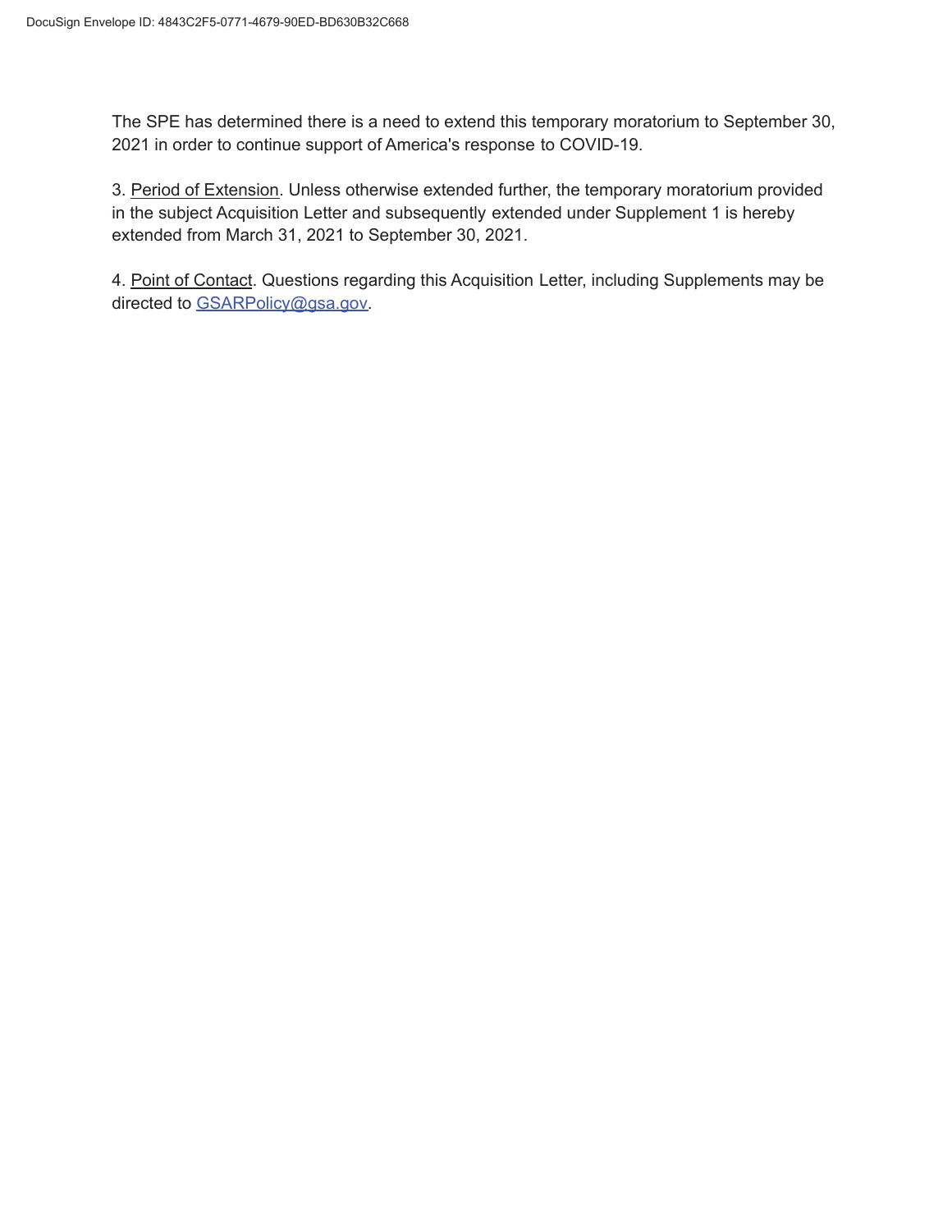The SPE has determined there is a need to extend this temporary moratorium to September 30, 2021 in order to continue support of America's response to COVID-19.

3. Period of Extension. Unless otherwise extended further, the temporary moratorium provided in the subject Acquisition Letter and subsequently extended under Supplement 1 is hereby extended from March 31, 2021 to September 30, 2021.

4. Point of Contact. Questions regarding this Acquisition Letter, including Supplements may be directed to GSARPolicy@gsa.gov.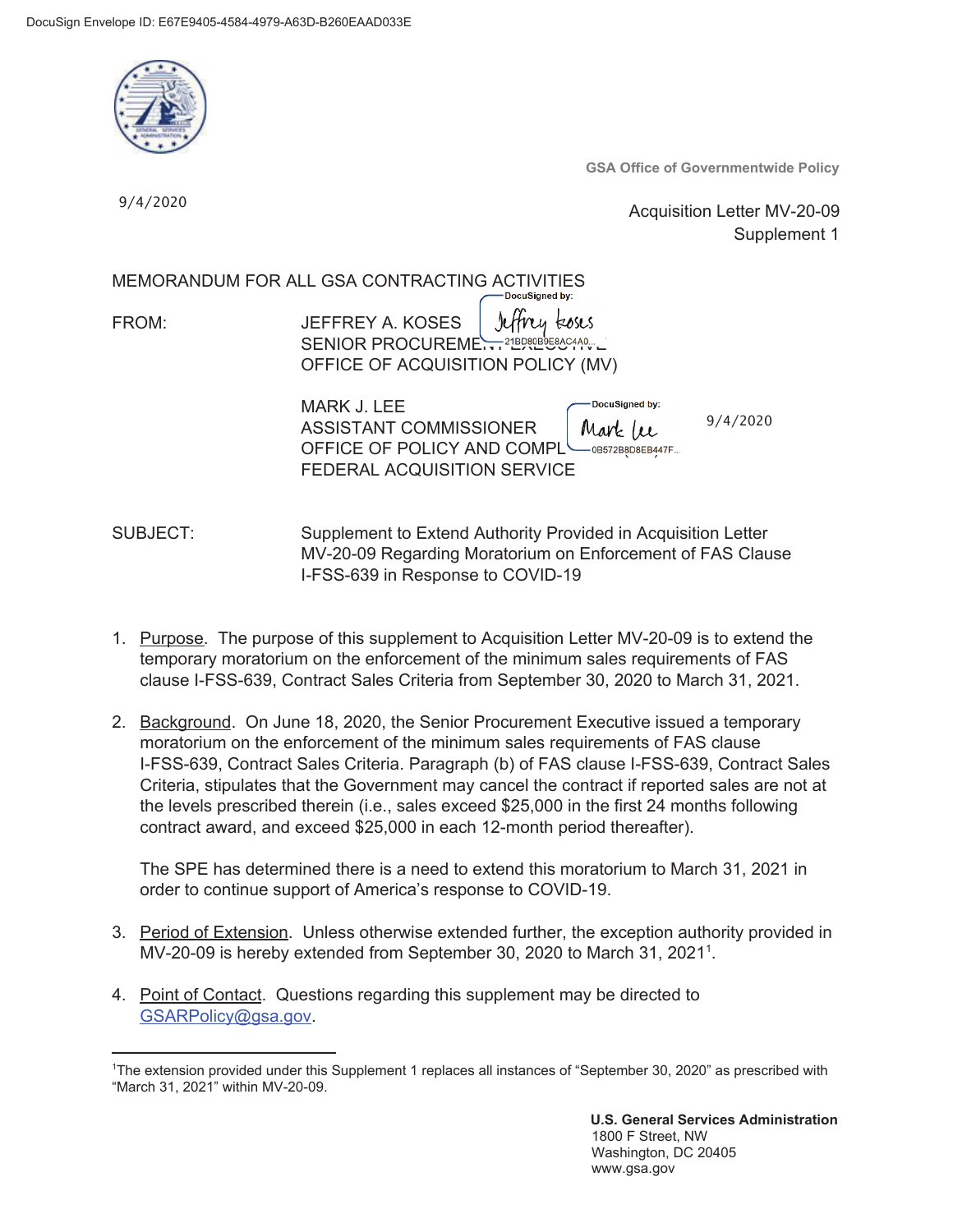DocuSign Envelope ID: E67E9405-4584-4979-A63D-B260EAAD033E

GSA Office of Governmentwide Policy

9/4/2020

Acquisition Letter MV-20-09
Supplement 1

MEMORANDUM FOR ALL GSA CONTRACTING ACTIVITIES

FROM: JEFFREY A. KOSES
SENIOR PROCUREMENT EXECUTIVE
OFFICE OF ACQUISITION POLICY (MV)

DocuSigned by: Jeffrey Koses
21BD80B9E8AC4A0...

MARK J. LEE
ASSISTANT COMMISSIONER
OFFICE OF POLICY AND COMPLIANCE
FEDERAL ACQUISITION SERVICE

DocuSigned by: Mark Lee
0B572B8D8EB447F...

9/4/2020

SUBJECT: Supplement to Extend Authority Provided in Acquisition Letter MV-20-09 Regarding Moratorium on Enforcement of FAS Clause I-FSS-639 in Response to COVID-19

1. Purpose. The purpose of this supplement to Acquisition Letter MV-20-09 is to extend the temporary moratorium on the enforcement of the minimum sales requirements of FAS clause I-FSS-639, Contract Sales Criteria from September 30, 2020 to March 31, 2021.

2. Background. On June 18, 2020, the Senior Procurement Executive issued a temporary moratorium on the enforcement of the minimum sales requirements of FAS clause I-FSS-639, Contract Sales Criteria. Paragraph (b) of FAS clause I-FSS-639, Contract Sales Criteria, stipulates that the Government may cancel the contract if reported sales are not at the levels prescribed therein (i.e., sales exceed $25,000 in the first 24 months following contract award, and exceed $25,000 in each 12-month period thereafter).

   The SPE has determined there is a need to extend this moratorium to March 31, 2021 in order to continue support of America's response to COVID-19.

3. Period of Extension. Unless otherwise extended further, the exception authority provided in MV-20-09 is hereby extended from September 30, 2020 to March 31, 2021[1].

4. Point of Contact. Questions regarding this supplement may be directed to GSARPolicy@gsa.gov.

---

[1]The extension provided under this Supplement 1 replaces all instances of "September 30, 2020" as prescribed with "March 31, 2021" within MV-20-09.

**U.S. General Services Administration**
1800 F Street, NW
Washington, DC 20405
www.gsa.gov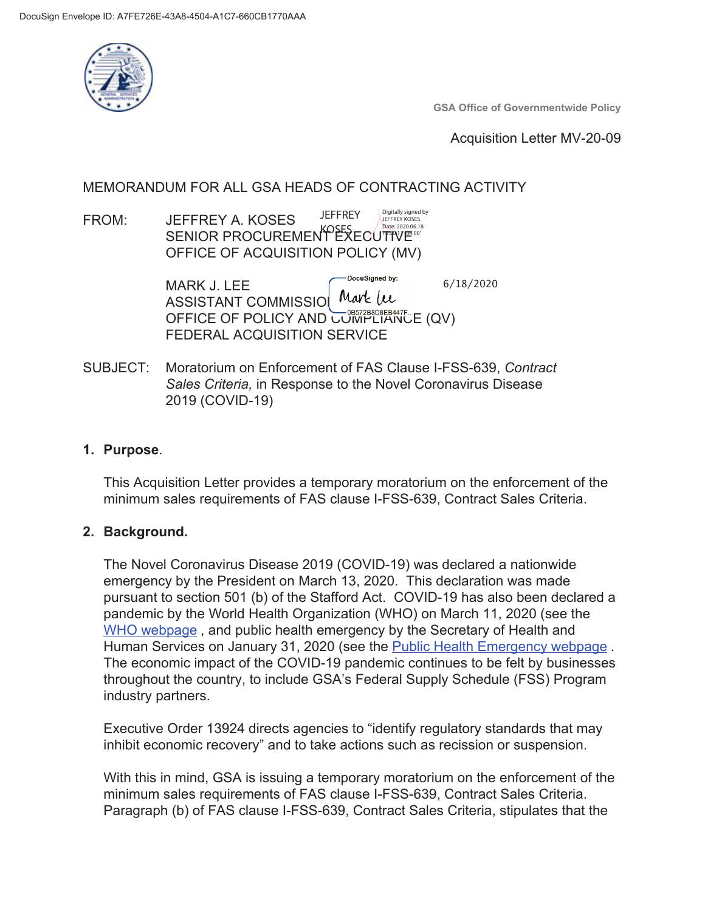DocuSign Envelope ID: A7FE726E-43A8-4504-A1C7-660CB1770AAA

GSA Office of Governmentwide Policy

Acquisition Letter MV-20-09

MEMORANDUM FOR ALL GSA HEADS OF CONTRACTING ACTIVITY

FROM: JEFFREY A. KOSES
SENIOR PROCUREMENT EXECUTIVE
OFFICE OF ACQUISITION POLICY (MV)

JEFFREY KOSES — Digitally signed by JEFFREY KOSES Date: 2020.06.18

MARK J. LEE
ASSISTANT COMMISSIONER
OFFICE OF POLICY AND COMPLIANCE (QV)
FEDERAL ACQUISITION SERVICE

DocuSigned by: Mark Lee 0B572B8D8EB447F... 6/18/2020

SUBJECT: Moratorium on Enforcement of FAS Clause I-FSS-639, *Contract Sales Criteria,* in Response to the Novel Coronavirus Disease 2019 (COVID-19)

1. **Purpose**.

   This Acquisition Letter provides a temporary moratorium on the enforcement of the minimum sales requirements of FAS clause I-FSS-639, Contract Sales Criteria.

2. **Background.**

   The Novel Coronavirus Disease 2019 (COVID-19) was declared a nationwide emergency by the President on March 13, 2020. This declaration was made pursuant to section 501 (b) of the Stafford Act. COVID-19 has also been declared a pandemic by the World Health Organization (WHO) on March 11, 2020 (see the WHO webpage , and public health emergency by the Secretary of Health and Human Services on January 31, 2020 (see the Public Health Emergency webpage . The economic impact of the COVID-19 pandemic continues to be felt by businesses throughout the country, to include GSA's Federal Supply Schedule (FSS) Program industry partners.

   Executive Order 13924 directs agencies to "identify regulatory standards that may inhibit economic recovery" and to take actions such as recission or suspension.

   With this in mind, GSA is issuing a temporary moratorium on the enforcement of the minimum sales requirements of FAS clause I-FSS-639, Contract Sales Criteria. Paragraph (b) of FAS clause I-FSS-639, Contract Sales Criteria, stipulates that the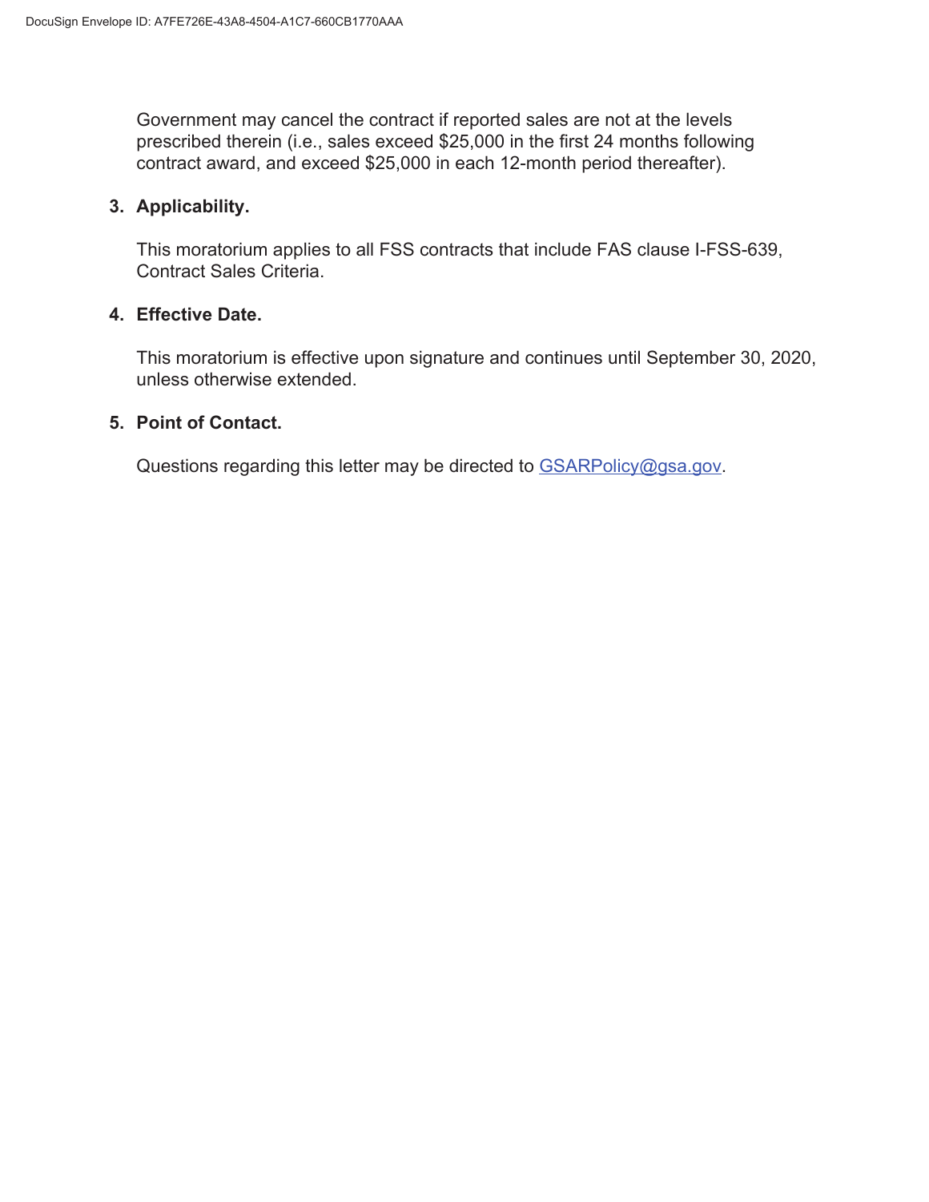Government may cancel the contract if reported sales are not at the levels prescribed therein (i.e., sales exceed $25,000 in the first 24 months following contract award, and exceed $25,000 in each 12-month period thereafter).

3. **Applicability.**

   This moratorium applies to all FSS contracts that include FAS clause I-FSS-639, Contract Sales Criteria.

4. **Effective Date.**

   This moratorium is effective upon signature and continues until September 30, 2020, unless otherwise extended.

5. **Point of Contact.**

   Questions regarding this letter may be directed to GSARPolicy@gsa.gov.